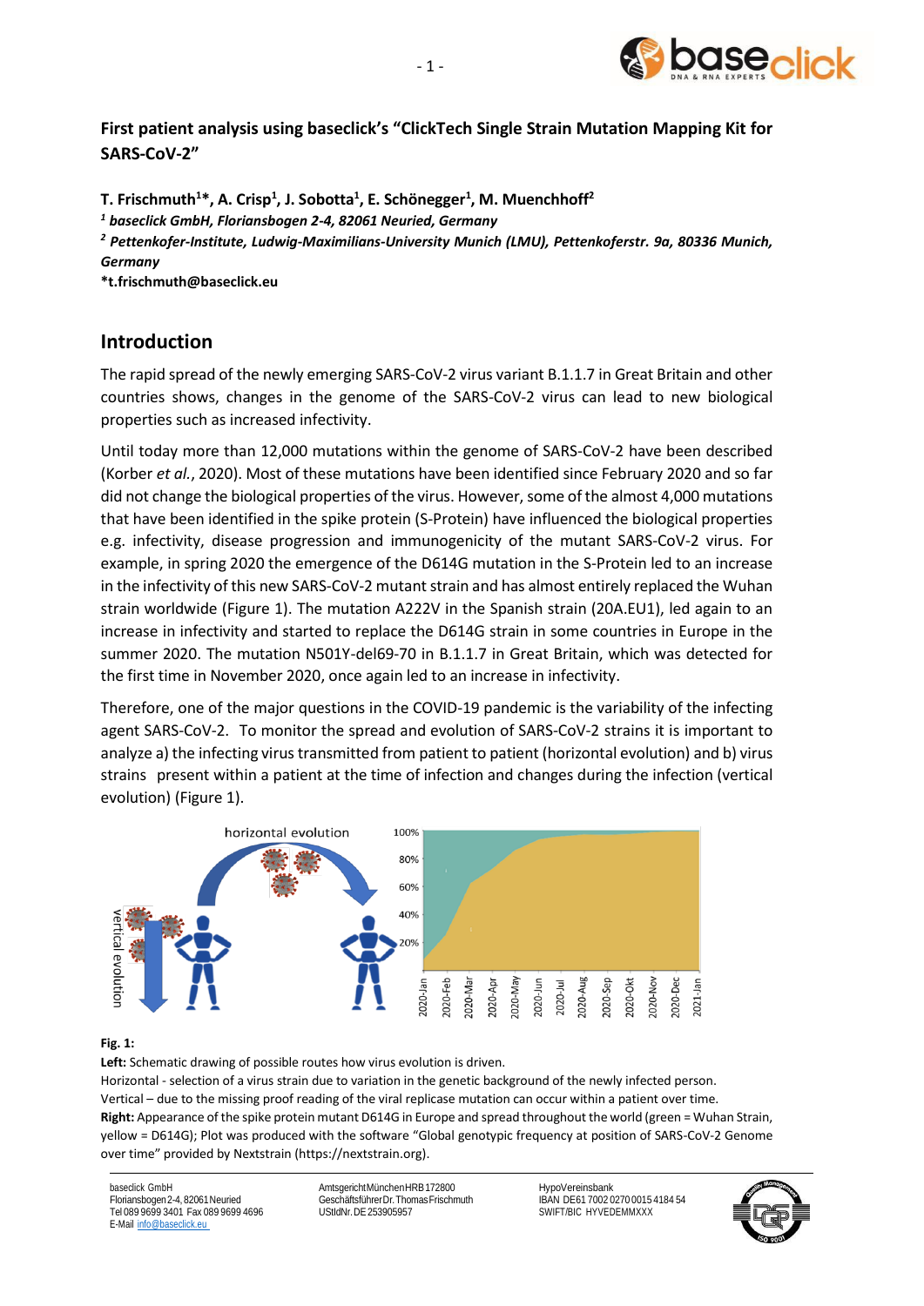**First patient analysis using baseclick's "ClickTech Single Strain Mutation Mapping Kit for SARS-CoV-2"**

**T. Frischmuth[1]*, A. Crisp[1], J. Sobotta[1], E. Schönegger[1], M. Muenchhoff[2]**

***[1] baseclick GmbH, Floriansbogen 2-4, 82061 Neuried, Germany***

***[2] Pettenkofer-Institute, Ludwig-Maximilians-University Munich (LMU), Pettenkoferstr. 9a, 80336 Munich, Germany***

**\*t.frischmuth@baseclick.eu**

## Introduction

The rapid spread of the newly emerging SARS-CoV-2 virus variant B.1.1.7 in Great Britain and other countries shows, changes in the genome of the SARS-CoV-2 virus can lead to new biological properties such as increased infectivity.

Until today more than 12,000 mutations within the genome of SARS-CoV-2 have been described (Korber *et al.*, 2020). Most of these mutations have been identified since February 2020 and so far did not change the biological properties of the virus. However, some of the almost 4,000 mutations that have been identified in the spike protein (S-Protein) have influenced the biological properties e.g. infectivity, disease progression and immunogenicity of the mutant SARS-CoV-2 virus. For example, in spring 2020 the emergence of the D614G mutation in the S-Protein led to an increase in the infectivity of this new SARS-CoV-2 mutant strain and has almost entirely replaced the Wuhan strain worldwide (Figure 1). The mutation A222V in the Spanish strain (20A.EU1), led again to an increase in infectivity and started to replace the D614G strain in some countries in Europe in the summer 2020. The mutation N501Y-del69-70 in B.1.1.7 in Great Britain, which was detected for the first time in November 2020, once again led to an increase in infectivity.

Therefore, one of the major questions in the COVID-19 pandemic is the variability of the infecting agent SARS-CoV-2. To monitor the spread and evolution of SARS-CoV-2 strains it is important to analyze a) the infecting virus transmitted from patient to patient (horizontal evolution) and b) virus strains present within a patient at the time of infection and changes during the infection (vertical evolution) (Figure 1).

**Fig. 1:**

**Left:** Schematic drawing of possible routes how virus evolution is driven.

Horizontal - selection of a virus strain due to variation in the genetic background of the newly infected person.

Vertical – due to the missing proof reading of the viral replicase mutation can occur within a patient over time.

**Right:** Appearance of the spike protein mutant D614G in Europe and spread throughout the world (green = Wuhan Strain, yellow = D614G); Plot was produced with the software "Global genotypic frequency at position of SARS-CoV-2 Genome over time" provided by Nextstrain (https://nextstrain.org).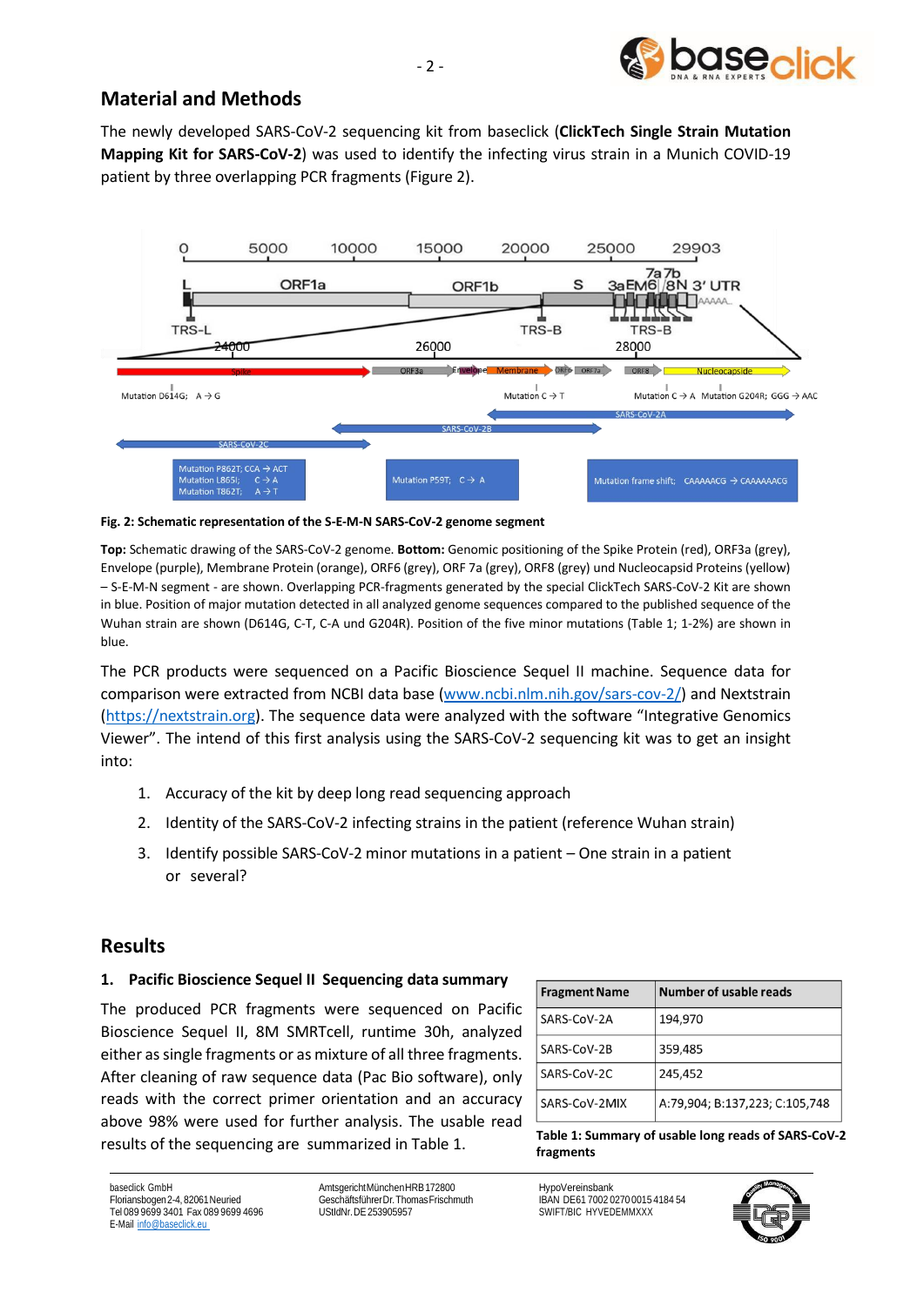## Material and Methods

The newly developed SARS-CoV-2 sequencing kit from baseclick (**ClickTech Single Strain Mutation Mapping Kit for SARS-CoV-2**) was used to identify the infecting virus strain in a Munich COVID-19 patient by three overlapping PCR fragments (Figure 2).

**Fig. 2: Schematic representation of the S-E-M-N SARS-CoV-2 genome segment**

**Top:** Schematic drawing of the SARS-CoV-2 genome. **Bottom:** Genomic positioning of the Spike Protein (red), ORF3a (grey), Envelope (purple), Membrane Protein (orange), ORF6 (grey), ORF 7a (grey), ORF8 (grey) und Nucleocapsid Proteins (yellow) – S-E-M-N segment - are shown. Overlapping PCR-fragments generated by the special ClickTech SARS-CoV-2 Kit are shown in blue. Position of major mutation detected in all analyzed genome sequences compared to the published sequence of the Wuhan strain are shown (D614G, C-T, C-A und G204R). Position of the five minor mutations (Table 1; 1-2%) are shown in blue.

The PCR products were sequenced on a Pacific Bioscience Sequel II machine. Sequence data for comparison were extracted from NCBI data base (www.ncbi.nlm.nih.gov/sars-cov-2/) and Nextstrain (https://nextstrain.org). The sequence data were analyzed with the software "Integrative Genomics Viewer". The intend of this first analysis using the SARS-CoV-2 sequencing kit was to get an insight into:

1. Accuracy of the kit by deep long read sequencing approach
2. Identity of the SARS-CoV-2 infecting strains in the patient (reference Wuhan strain)
3. Identify possible SARS-CoV-2 minor mutations in a patient – One strain in a patient or several?

## Results

### 1. Pacific Bioscience Sequel II Sequencing data summary

The produced PCR fragments were sequenced on Pacific Bioscience Sequel II, 8M SMRTcell, runtime 30h, analyzed either as single fragments or as mixture of all three fragments. After cleaning of raw sequence data (Pac Bio software), only reads with the correct primer orientation and an accuracy above 98% were used for further analysis. The usable read results of the sequencing are summarized in Table 1.

| Fragment Name | Number of usable reads |
|---|---|
| SARS-CoV-2A | 194,970 |
| SARS-CoV-2B | 359,485 |
| SARS-CoV-2C | 245,452 |
| SARS-CoV-2MIX | A:79,904; B:137,223; C:105,748 |

**Table 1: Summary of usable long reads of SARS-CoV-2 fragments**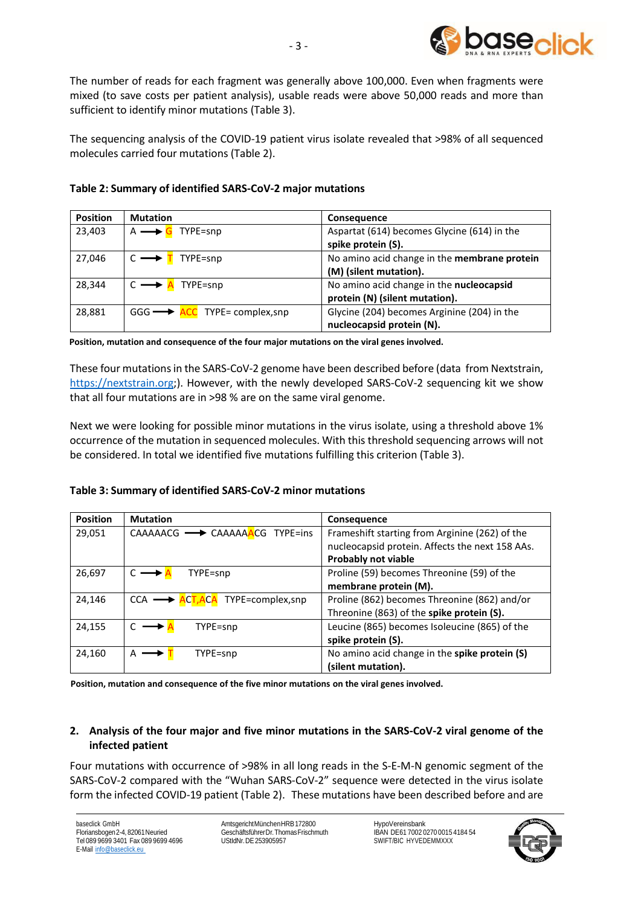The number of reads for each fragment was generally above 100,000. Even when fragments were mixed (to save costs per patient analysis), usable reads were above 50,000 reads and more than sufficient to identify minor mutations (Table 3).

The sequencing analysis of the COVID-19 patient virus isolate revealed that >98% of all sequenced molecules carried four mutations (Table 2).

**Table 2: Summary of identified SARS-CoV-2 major mutations**

| Position | Mutation | Consequence |
|---|---|---|
| 23,403 | A ⟶ G TYPE=snp | Aspartat (614) becomes Glycine (614) in the **spike protein (S).** |
| 27,046 | C ⟶ T TYPE=snp | No amino acid change in the **membrane protein (M) (silent mutation).** |
| 28,344 | C ⟶ A TYPE=snp | No amino acid change in the **nucleocapsid protein (N) (silent mutation).** |
| 28,881 | GGG ⟶ ACC TYPE= complex,snp | Glycine (204) becomes Arginine (204) in the **nucleocapsid protein (N).** |

**Position, mutation and consequence of the four major mutations on the viral genes involved.**

These four mutations in the SARS-CoV-2 genome have been described before (data from Nextstrain, https://nextstrain.org;). However, with the newly developed SARS-CoV-2 sequencing kit we show that all four mutations are in >98 % are on the same viral genome.

Next we were looking for possible minor mutations in the virus isolate, using a threshold above 1% occurrence of the mutation in sequenced molecules. With this threshold sequencing arrows will not be considered. In total we identified five mutations fulfilling this criterion (Table 3).

**Table 3: Summary of identified SARS-CoV-2 minor mutations**

| Position | Mutation | Consequence |
|---|---|---|
| 29,051 | CAAAAACG ⟶ CAAAAAACG TYPE=ins | Frameshift starting from Arginine (262) of the nucleocapsid protein. Affects the next 158 AAs. **Probably not viable** |
| 26,697 | C ⟶ A TYPE=snp | Proline (59) becomes Threonine (59) of the **membrane protein (M).** |
| 24,146 | CCA ⟶ ACT,ACA TYPE=complex,snp | Proline (862) becomes Threonine (862) and/or Threonine (863) of the **spike protein (S).** |
| 24,155 | C ⟶ A TYPE=snp | Leucine (865) becomes Isoleucine (865) of the **spike protein (S).** |
| 24,160 | A ⟶ T TYPE=snp | No amino acid change in the **spike protein (S) (silent mutation).** |

**Position, mutation and consequence of the five minor mutations on the viral genes involved.**

## 2. Analysis of the four major and five minor mutations in the SARS-CoV-2 viral genome of the infected patient

Four mutations with occurrence of >98% in all long reads in the S-E-M-N genomic segment of the SARS-CoV-2 compared with the "Wuhan SARS-CoV-2" sequence were detected in the virus isolate form the infected COVID-19 patient (Table 2). These mutations have been described before and are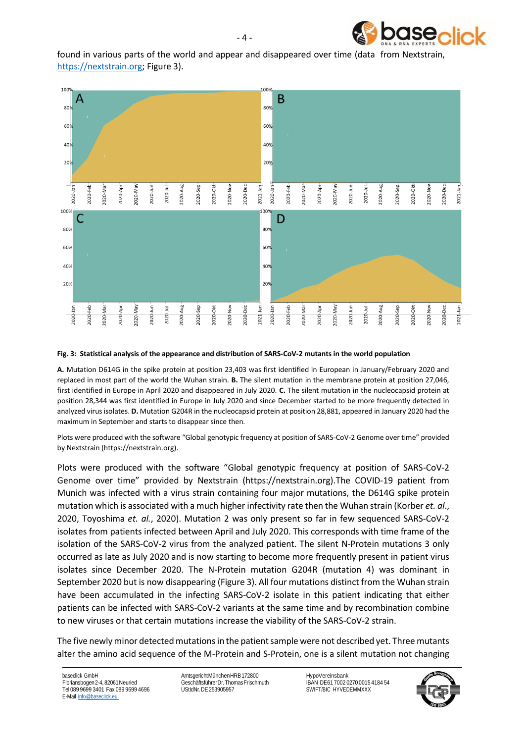found in various parts of the world and appear and disappeared over time (data from Nextstrain, https://nextstrain.org; Figure 3).

**Fig. 3: Statistical analysis of the appearance and distribution of SARS-CoV-2 mutants in the world population**

**A.** Mutation D614G in the spike protein at position 23,403 was first identified in European in January/February 2020 and replaced in most part of the world the Wuhan strain. **B.** The silent mutation in the membrane protein at position 27,046, first identified in Europe in April 2020 and disappeared in July 2020. **C.** The silent mutation in the nucleocapsid protein at position 28,344 was first identified in Europe in July 2020 and since December started to be more frequently detected in analyzed virus isolates. **D.** Mutation G204R in the nucleocapsid protein at position 28,881, appeared in January 2020 had the maximum in September and starts to disappear since then.

Plots were produced with the software "Global genotypic frequency at position of SARS-CoV-2 Genome over time" provided by Nextstrain (https://nextstrain.org).

Plots were produced with the software "Global genotypic frequency at position of SARS-CoV-2 Genome over time" provided by Nextstrain (https://nextstrain.org).The COVID-19 patient from Munich was infected with a virus strain containing four major mutations, the D614G spike protein mutation which is associated with a much higher infectivity rate then the Wuhan strain (Korber *et. al.*, 2020, Toyoshima *et. al.*, 2020). Mutation 2 was only present so far in few sequenced SARS-CoV-2 isolates from patients infected between April and July 2020. This corresponds with time frame of the isolation of the SARS-CoV-2 virus from the analyzed patient. The silent N-Protein mutations 3 only occurred as late as July 2020 and is now starting to become more frequently present in patient virus isolates since December 2020. The N-Protein mutation G204R (mutation 4) was dominant in September 2020 but is now disappearing (Figure 3). All four mutations distinct from the Wuhan strain have been accumulated in the infecting SARS-CoV-2 isolate in this patient indicating that either patients can be infected with SARS-CoV-2 variants at the same time and by recombination combine to new viruses or that certain mutations increase the viability of the SARS-CoV-2 strain.

The five newly minor detected mutations in the patient sample were not described yet. Three mutants alter the amino acid sequence of the M-Protein and S-Protein, one is a silent mutation not changing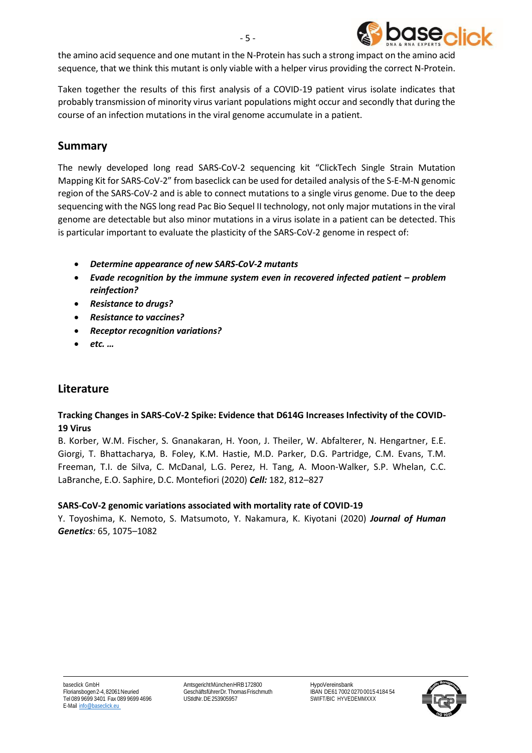the amino acid sequence and one mutant in the N-Protein has such a strong impact on the amino acid sequence, that we think this mutant is only viable with a helper virus providing the correct N-Protein.

Taken together the results of this first analysis of a COVID-19 patient virus isolate indicates that probably transmission of minority virus variant populations might occur and secondly that during the course of an infection mutations in the viral genome accumulate in a patient.

## Summary

The newly developed long read SARS-CoV-2 sequencing kit "ClickTech Single Strain Mutation Mapping Kit for SARS-CoV-2" from baseclick can be used for detailed analysis of the S-E-M-N genomic region of the SARS-CoV-2 and is able to connect mutations to a single virus genome. Due to the deep sequencing with the NGS long read Pac Bio Sequel II technology, not only major mutations in the viral genome are detectable but also minor mutations in a virus isolate in a patient can be detected. This is particular important to evaluate the plasticity of the SARS-CoV-2 genome in respect of:

- ***Determine appearance of new SARS-CoV-2 mutants***
- ***Evade recognition by the immune system even in recovered infected patient – problem reinfection?***
- ***Resistance to drugs?***
- ***Resistance to vaccines?***
- ***Receptor recognition variations?***
- ***etc. …***

## Literature

**Tracking Changes in SARS-CoV-2 Spike: Evidence that D614G Increases Infectivity of the COVID-19 Virus**
B. Korber, W.M. Fischer, S. Gnanakaran, H. Yoon, J. Theiler, W. Abfalterer, N. Hengartner, E.E. Giorgi, T. Bhattacharya, B. Foley, K.M. Hastie, M.D. Parker, D.G. Partridge, C.M. Evans, T.M. Freeman, T.I. de Silva, C. McDanal, L.G. Perez, H. Tang, A. Moon-Walker, S.P. Whelan, C.C. LaBranche, E.O. Saphire, D.C. Montefiori (2020) ***Cell:*** 182, 812–827

**SARS-CoV-2 genomic variations associated with mortality rate of COVID-19**
Y. Toyoshima, K. Nemoto, S. Matsumoto, Y. Nakamura, K. Kiyotani (2020) ***Journal of Human Genetics****:* 65, 1075–1082